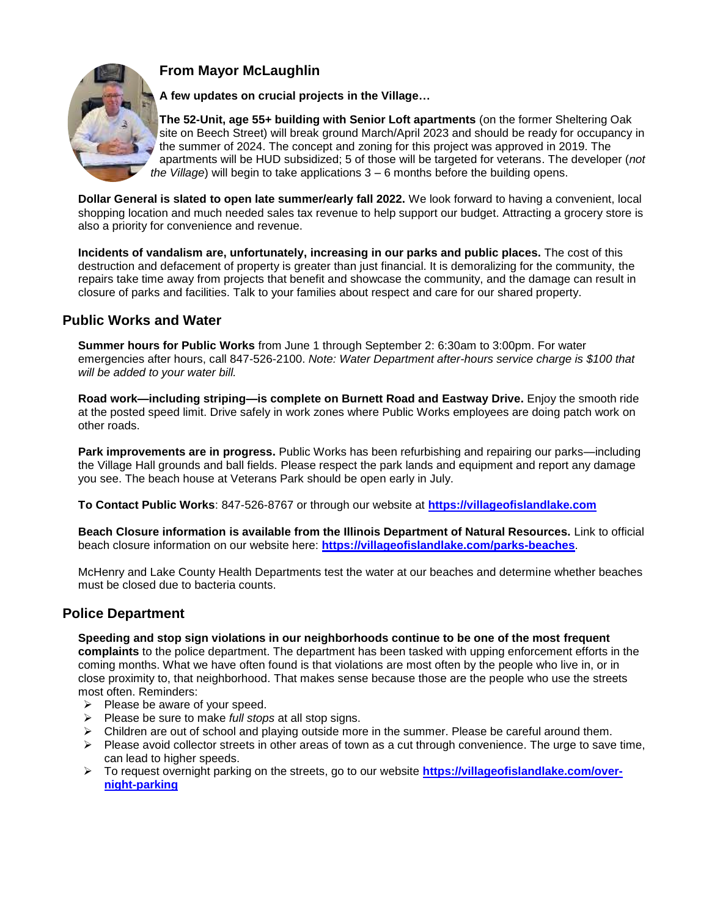## From Mayor McLaughlin

**A few updates on crucial projects in the Village…**

**The 52-Unit, age 55+ building with Senior Loft apartments** (on the former Sheltering Oak site on Beech Street) will break ground March/April 2023 and should be ready for occupancy in the summer of 2024. The concept and zoning for this project was approved in 2019. The apartments will be HUD subsidized; 5 of those will be targeted for veterans. The developer (*not the Village*) will begin to take applications 3 – 6 months before the building opens.

**Dollar General is slated to open late summer/early fall 2022.** We look forward to having a convenient, local shopping location and much needed sales tax revenue to help support our budget. Attracting a grocery store is also a priority for convenience and revenue.

**Incidents of vandalism are, unfortunately, increasing in our parks and public places.** The cost of this destruction and defacement of property is greater than just financial. It is demoralizing for the community, the repairs take time away from projects that benefit and showcase the community, and the damage can result in closure of parks and facilities. Talk to your families about respect and care for our shared property.

## Public Works and Water

**Summer hours for Public Works** from June 1 through September 2: 6:30am to 3:00pm. For water emergencies after hours, call 847-526-2100. *Note: Water Department after-hours service charge is $100 that will be added to your water bill.*

**Road work—including striping—is complete on Burnett Road and Eastway Drive.** Enjoy the smooth ride at the posted speed limit. Drive safely in work zones where Public Works employees are doing patch work on other roads.

**Park improvements are in progress.** Public Works has been refurbishing and repairing our parks—including the Village Hall grounds and ball fields. Please respect the park lands and equipment and report any damage you see. The beach house at Veterans Park should be open early in July.

**To Contact Public Works**: 847-526-8767 or through our website at **https://villageofislandlake.com**

**Beach Closure information is available from the Illinois Department of Natural Resources.** Link to official beach closure information on our website here: **https://villageofislandlake.com/parks-beaches**.

McHenry and Lake County Health Departments test the water at our beaches and determine whether beaches must be closed due to bacteria counts.

## Police Department

**Speeding and stop sign violations in our neighborhoods continue to be one of the most frequent complaints** to the police department. The department has been tasked with upping enforcement efforts in the coming months. What we have often found is that violations are most often by the people who live in, or in close proximity to, that neighborhood. That makes sense because those are the people who use the streets most often. Reminders:

- Please be aware of your speed.
- Please be sure to make *full stops* at all stop signs.
- Children are out of school and playing outside more in the summer. Please be careful around them.
- Please avoid collector streets in other areas of town as a cut through convenience. The urge to save time, can lead to higher speeds.
- To request overnight parking on the streets, go to our website **https://villageofislandlake.com/over-night-parking**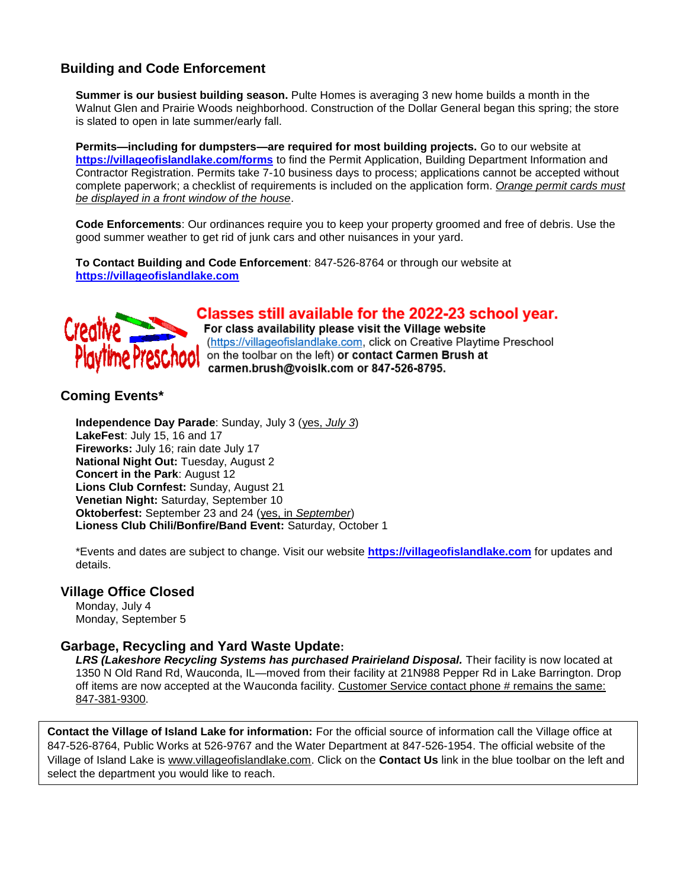## Building and Code Enforcement

**Summer is our busiest building season.** Pulte Homes is averaging 3 new home builds a month in the Walnut Glen and Prairie Woods neighborhood. Construction of the Dollar General began this spring; the store is slated to open in late summer/early fall.

**Permits—including for dumpsters—are required for most building projects.** Go to our website at **https://villageofislandlake.com/forms** to find the Permit Application, Building Department Information and Contractor Registration. Permits take 7-10 business days to process; applications cannot be accepted without complete paperwork; a checklist of requirements is included on the application form. *Orange permit cards must be displayed in a front window of the house*.

**Code Enforcements**: Our ordinances require you to keep your property groomed and free of debris. Use the good summer weather to get rid of junk cars and other nuisances in your yard.

**To Contact Building and Code Enforcement**: 847-526-8764 or through our website at **https://villageofislandlake.com**

Creative Playtime Preschool

**Classes still available for the 2022-23 school year.**

**For class availability please visit the Village website** (https://villageofislandlake.com, click on Creative Playtime Preschool on the toolbar on the left) **or contact Carmen Brush at carmen.brush@voislk.com or 847-526-8795.**

## Coming Events*

**Independence Day Parade**: Sunday, July 3 (yes, *July 3*)
**LakeFest**: July 15, 16 and 17
**Fireworks:** July 16; rain date July 17
**National Night Out:** Tuesday, August 2
**Concert in the Park**: August 12
**Lions Club Cornfest:** Sunday, August 21
**Venetian Night:** Saturday, September 10
**Oktoberfest:** September 23 and 24 (yes, in *September*)
**Lioness Club Chili/Bonfire/Band Event:** Saturday, October 1

*Events and dates are subject to change. Visit our website **https://villageofislandlake.com** for updates and details.

## Village Office Closed

Monday, July 4
Monday, September 5

## Garbage, Recycling and Yard Waste Update:

***LRS (Lakeshore Recycling Systems has purchased Prairieland Disposal.*** Their facility is now located at 1350 N Old Rand Rd, Wauconda, IL—moved from their facility at 21N988 Pepper Rd in Lake Barrington. Drop off items are now accepted at the Wauconda facility. Customer Service contact phone # remains the same: 847-381-9300.

**Contact the Village of Island Lake for information:** For the official source of information call the Village office at 847-526-8764, Public Works at 526-9767 and the Water Department at 847-526-1954. The official website of the Village of Island Lake is www.villageofislandlake.com. Click on the **Contact Us** link in the blue toolbar on the left and select the department you would like to reach.